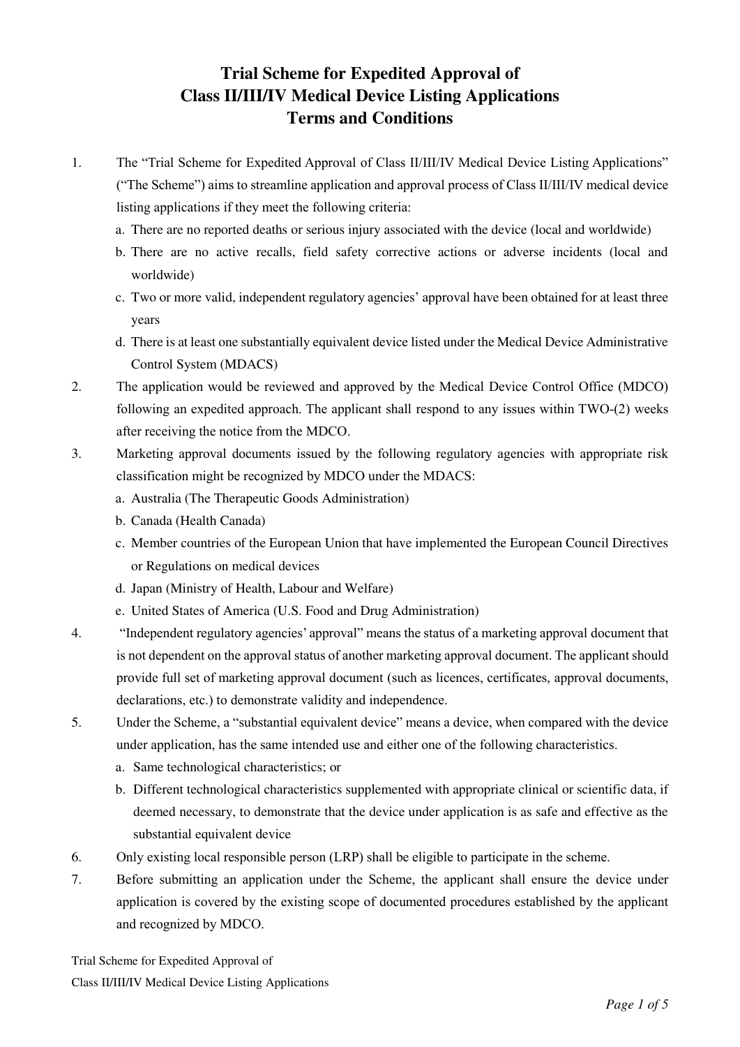# Trial Scheme for Expedited Approval of Class II/III/IV Medical Device Listing Applications Terms and Conditions

1. The "Trial Scheme for Expedited Approval of Class II/III/IV Medical Device Listing Applications" ("The Scheme") aims to streamline application and approval process of Class II/III/IV medical device listing applications if they meet the following criteria:
   a. There are no reported deaths or serious injury associated with the device (local and worldwide)
   b. There are no active recalls, field safety corrective actions or adverse incidents (local and worldwide)
   c. Two or more valid, independent regulatory agencies' approval have been obtained for at least three years
   d. There is at least one substantially equivalent device listed under the Medical Device Administrative Control System (MDACS)
2. The application would be reviewed and approved by the Medical Device Control Office (MDCO) following an expedited approach. The applicant shall respond to any issues within TWO-(2) weeks after receiving the notice from the MDCO.
3. Marketing approval documents issued by the following regulatory agencies with appropriate risk classification might be recognized by MDCO under the MDACS:
   a. Australia (The Therapeutic Goods Administration)
   b. Canada (Health Canada)
   c. Member countries of the European Union that have implemented the European Council Directives or Regulations on medical devices
   d. Japan (Ministry of Health, Labour and Welfare)
   e. United States of America (U.S. Food and Drug Administration)
4. "Independent regulatory agencies' approval" means the status of a marketing approval document that is not dependent on the approval status of another marketing approval document. The applicant should provide full set of marketing approval document (such as licences, certificates, approval documents, declarations, etc.) to demonstrate validity and independence.
5. Under the Scheme, a "substantial equivalent device" means a device, when compared with the device under application, has the same intended use and either one of the following characteristics.
   a. Same technological characteristics; or
   b. Different technological characteristics supplemented with appropriate clinical or scientific data, if deemed necessary, to demonstrate that the device under application is as safe and effective as the substantial equivalent device
6. Only existing local responsible person (LRP) shall be eligible to participate in the scheme.
7. Before submitting an application under the Scheme, the applicant shall ensure the device under application is covered by the existing scope of documented procedures established by the applicant and recognized by MDCO.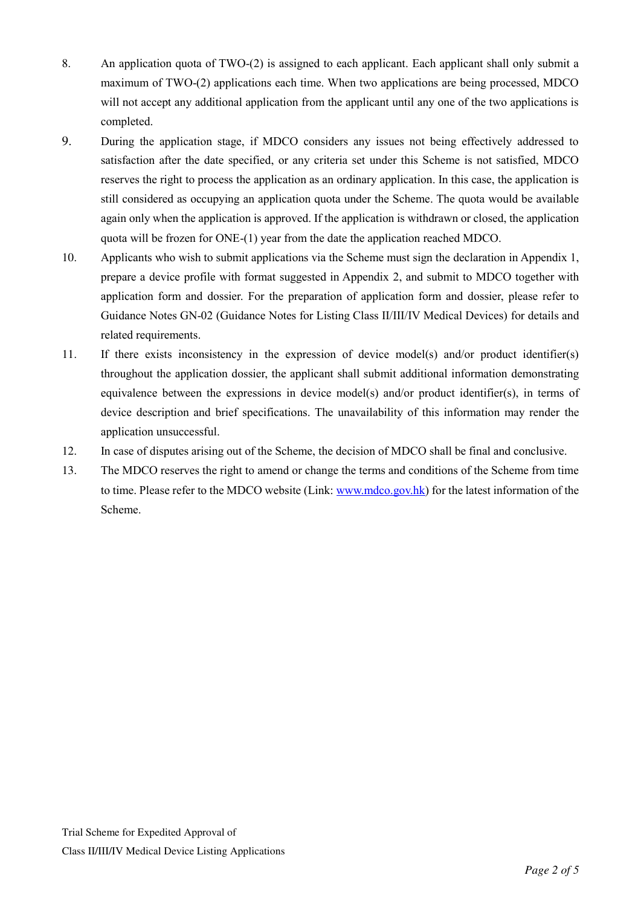8. An application quota of TWO-(2) is assigned to each applicant. Each applicant shall only submit a maximum of TWO-(2) applications each time. When two applications are being processed, MDCO will not accept any additional application from the applicant until any one of the two applications is completed.
9. During the application stage, if MDCO considers any issues not being effectively addressed to satisfaction after the date specified, or any criteria set under this Scheme is not satisfied, MDCO reserves the right to process the application as an ordinary application. In this case, the application is still considered as occupying an application quota under the Scheme. The quota would be available again only when the application is approved. If the application is withdrawn or closed, the application quota will be frozen for ONE-(1) year from the date the application reached MDCO.
10. Applicants who wish to submit applications via the Scheme must sign the declaration in Appendix 1, prepare a device profile with format suggested in Appendix 2, and submit to MDCO together with application form and dossier. For the preparation of application form and dossier, please refer to Guidance Notes GN-02 (Guidance Notes for Listing Class II/III/IV Medical Devices) for details and related requirements.
11. If there exists inconsistency in the expression of device model(s) and/or product identifier(s) throughout the application dossier, the applicant shall submit additional information demonstrating equivalence between the expressions in device model(s) and/or product identifier(s), in terms of device description and brief specifications. The unavailability of this information may render the application unsuccessful.
12. In case of disputes arising out of the Scheme, the decision of MDCO shall be final and conclusive.
13. The MDCO reserves the right to amend or change the terms and conditions of the Scheme from time to time. Please refer to the MDCO website (Link: [www.mdco.gov.hk](http://www.mdco.gov.hk)) for the latest information of the Scheme.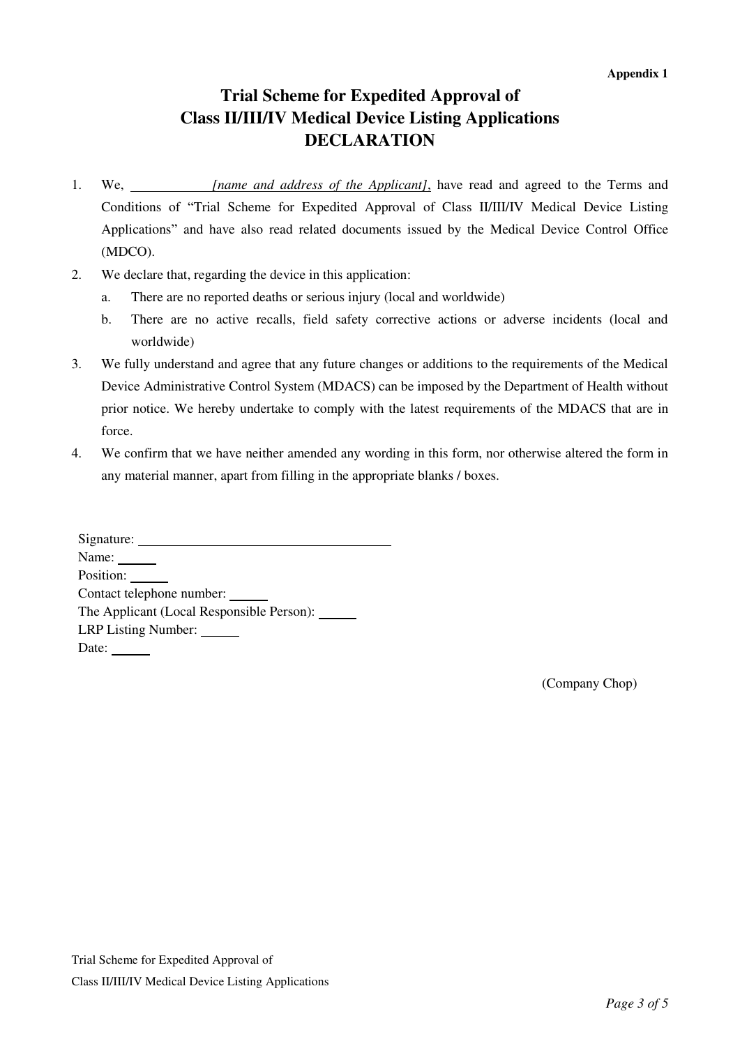**Appendix 1**

# Trial Scheme for Expedited Approval of Class II/III/IV Medical Device Listing Applications DECLARATION

1. We, ____________ *[name and address of the Applicant]*, have read and agreed to the Terms and Conditions of "Trial Scheme for Expedited Approval of Class II/III/IV Medical Device Listing Applications" and have also read related documents issued by the Medical Device Control Office (MDCO).
2. We declare that, regarding the device in this application:
   a. There are no reported deaths or serious injury (local and worldwide)
   b. There are no active recalls, field safety corrective actions or adverse incidents (local and worldwide)
3. We fully understand and agree that any future changes or additions to the requirements of the Medical Device Administrative Control System (MDACS) can be imposed by the Department of Health without prior notice. We hereby undertake to comply with the latest requirements of the MDACS that are in force.
4. We confirm that we have neither amended any wording in this form, nor otherwise altered the form in any material manner, apart from filling in the appropriate blanks / boxes.

Signature: ______________________________

Name: ______

Position: ______

Contact telephone number: ______

The Applicant (Local Responsible Person): ______

LRP Listing Number: ______

Date: ______

(Company Chop)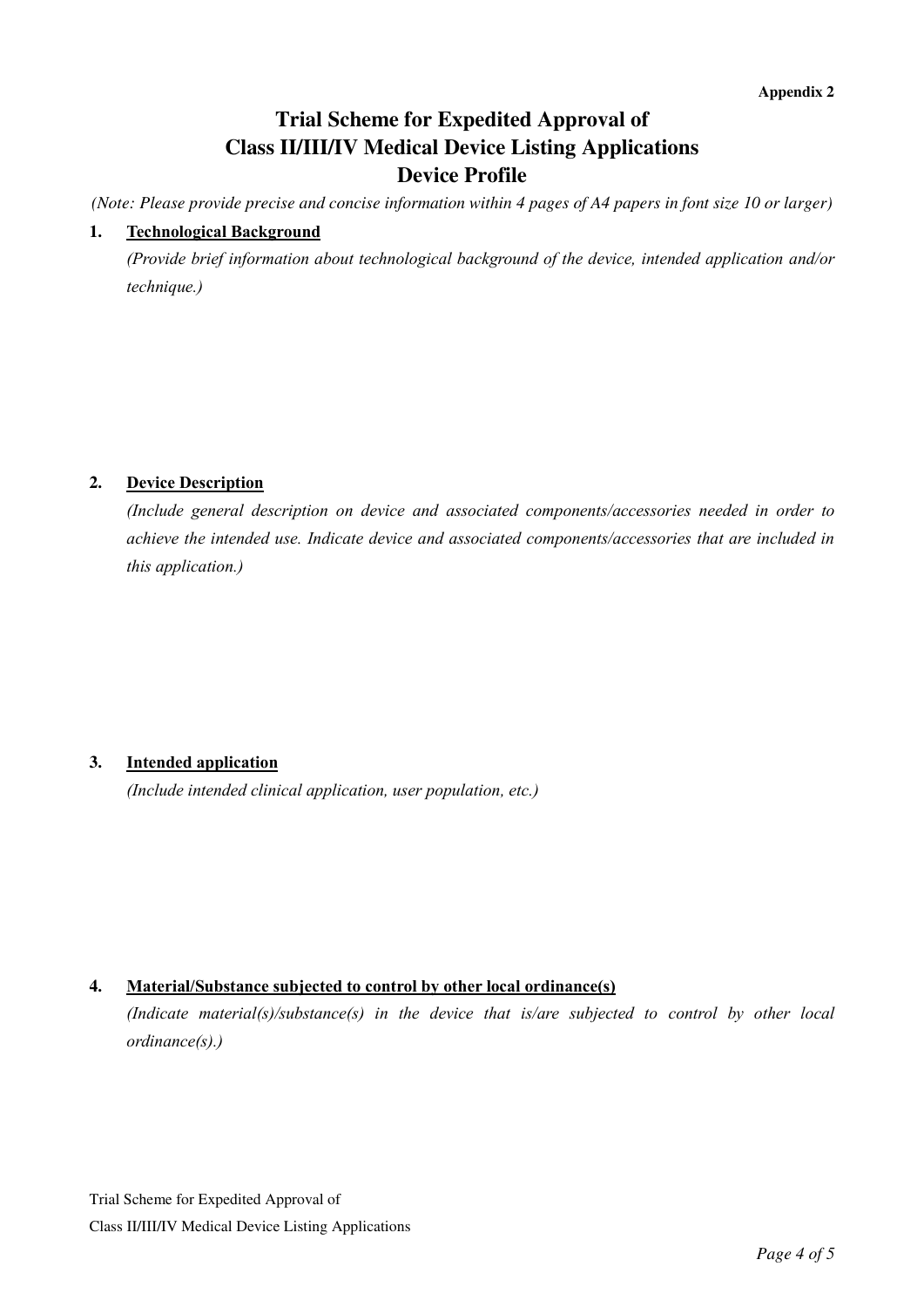**Appendix 2**

# Trial Scheme for Expedited Approval of Class II/III/IV Medical Device Listing Applications Device Profile

*(Note: Please provide precise and concise information within 4 pages of A4 papers in font size 10 or larger)*

## 1. Technological Background

*(Provide brief information about technological background of the device, intended application and/or technique.)*

## 2. Device Description

*(Include general description on device and associated components/accessories needed in order to achieve the intended use. Indicate device and associated components/accessories that are included in this application.)*

## 3. Intended application

*(Include intended clinical application, user population, etc.)*

## 4. Material/Substance subjected to control by other local ordinance(s)

*(Indicate material(s)/substance(s) in the device that is/are subjected to control by other local ordinance(s).)*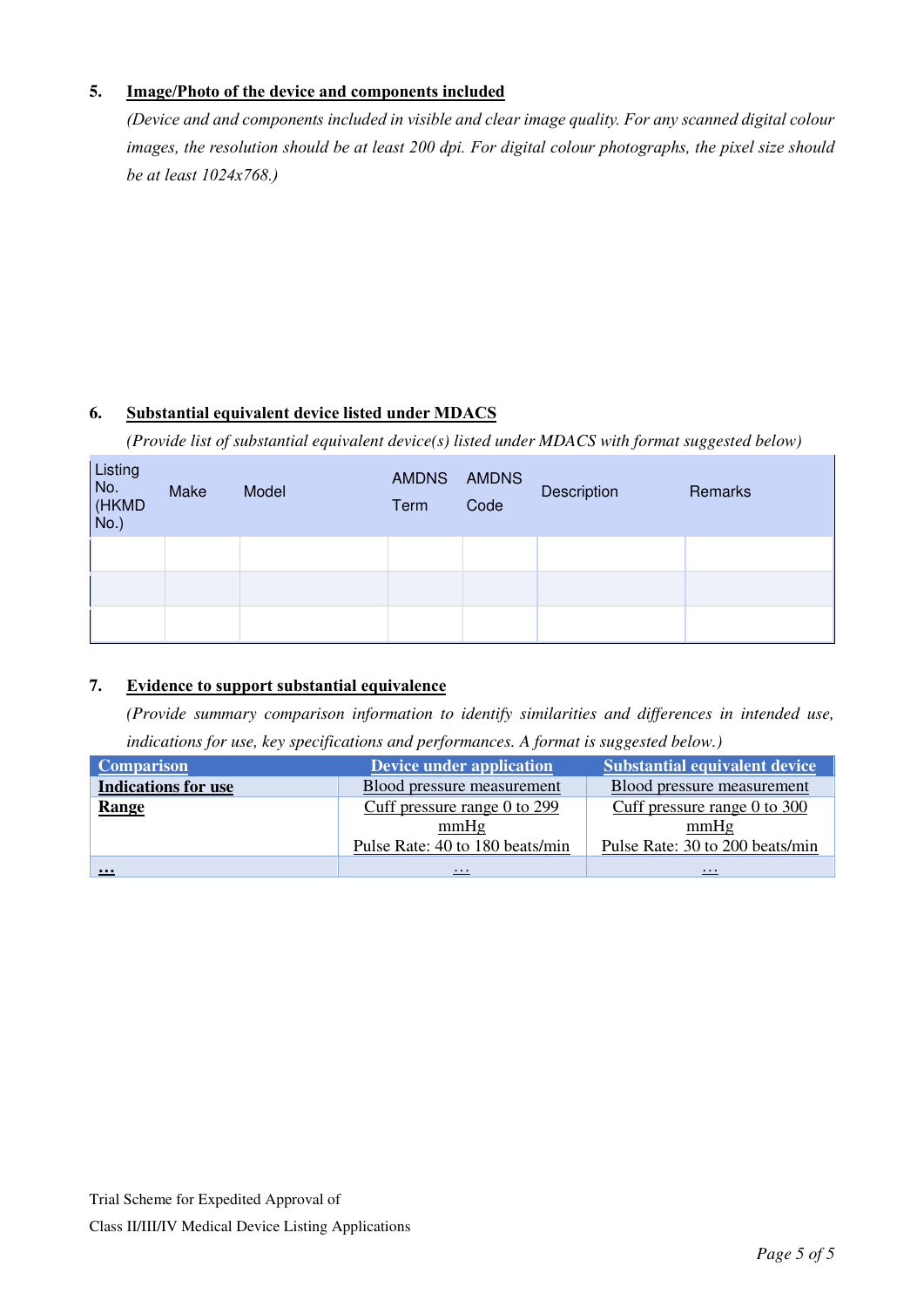5. **Image/Photo of the device and components included**

*(Device and and components included in visible and clear image quality. For any scanned digital colour images, the resolution should be at least 200 dpi. For digital colour photographs, the pixel size should be at least 1024x768.)*

6. **Substantial equivalent device listed under MDACS**

*(Provide list of substantial equivalent device(s) listed under MDACS with format suggested below)*

| Listing No. (HKMD No.) | Make | Model | AMDNS Term | AMDNS Code | Description | Remarks |
|---|---|---|---|---|---|---|
| | | | | | | |
| | | | | | | |
| | | | | | | |

7. **Evidence to support substantial equivalence**

*(Provide summary comparison information to identify similarities and differences in intended use, indications for use, key specifications and performances. A format is suggested below.)*

| Comparison | Device under application | Substantial equivalent device |
|---|---|---|
| **Indications for use** | Blood pressure measurement | Blood pressure measurement |
| **Range** | Cuff pressure range 0 to 299 mmHg<br>Pulse Rate: 40 to 180 beats/min | Cuff pressure range 0 to 300 mmHg<br>Pulse Rate: 30 to 200 beats/min |
| **…** | … | … |

Trial Scheme for Expedited Approval of Class II/III/IV Medical Device Listing Applications